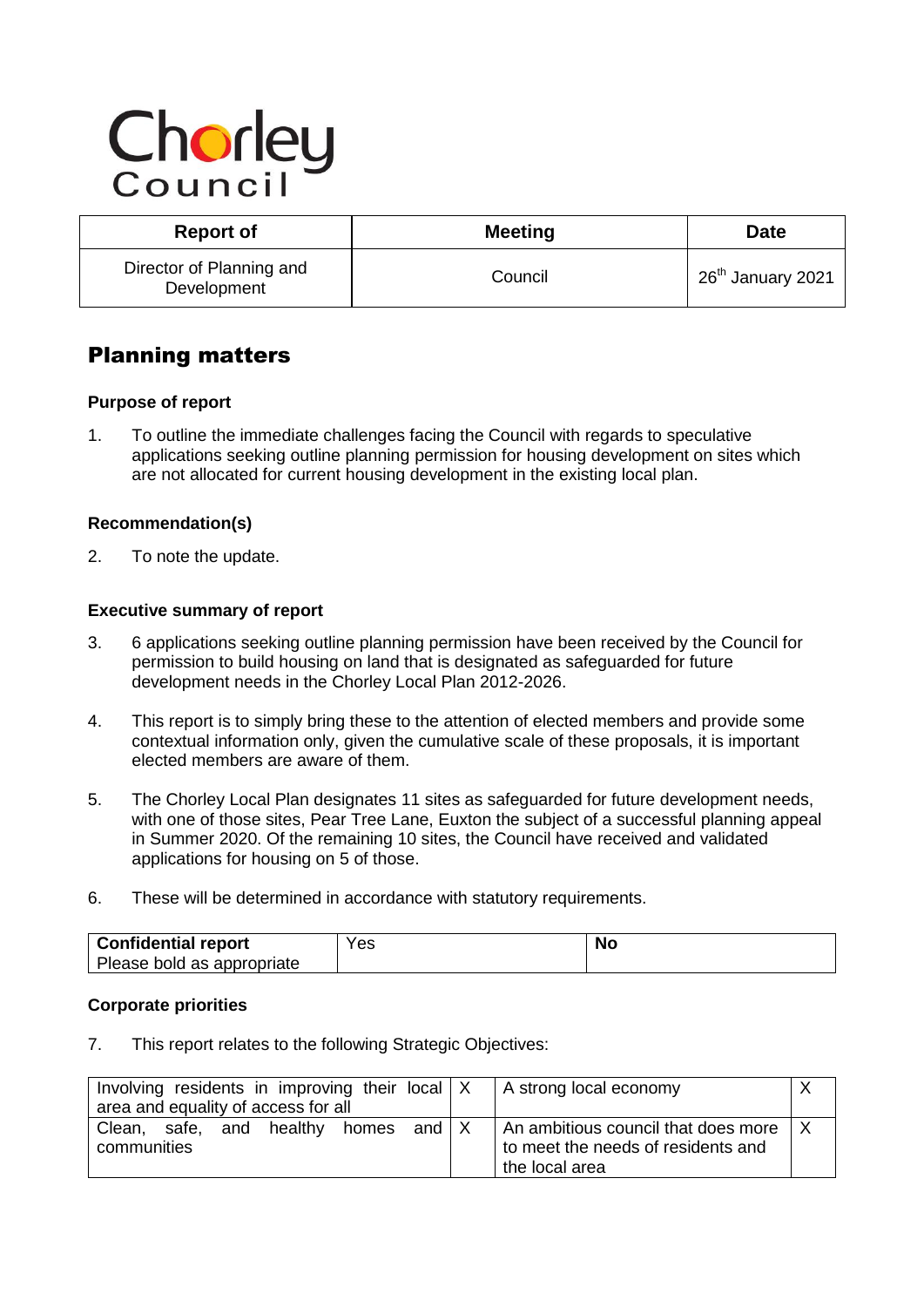Chorley Council

| Report of | Meeting | Date |
| --- | --- | --- |
| Director of Planning and Development | Council | 26th January 2021 |

# Planning matters

### Purpose of report

1. To outline the immediate challenges facing the Council with regards to speculative applications seeking outline planning permission for housing development on sites which are not allocated for current housing development in the existing local plan.

### Recommendation(s)

2. To note the update.

### Executive summary of report

3. 6 applications seeking outline planning permission have been received by the Council for permission to build housing on land that is designated as safeguarded for future development needs in the Chorley Local Plan 2012-2026.

4. This report is to simply bring these to the attention of elected members and provide some contextual information only, given the cumulative scale of these proposals, it is important elected members are aware of them.

5. The Chorley Local Plan designates 11 sites as safeguarded for future development needs, with one of those sites, Pear Tree Lane, Euxton the subject of a successful planning appeal in Summer 2020. Of the remaining 10 sites, the Council have received and validated applications for housing on 5 of those.

6. These will be determined in accordance with statutory requirements.

| **Confidential report**<br>Please bold as appropriate | Yes | **No** |
| --- | --- | --- |

### Corporate priorities

7. This report relates to the following Strategic Objectives:

| Involving residents in improving their local area and equality of access for all | X | A strong local economy | X |
| --- | --- | --- | --- |
| Clean, safe, and healthy homes and communities | X | An ambitious council that does more to meet the needs of residents and the local area | X |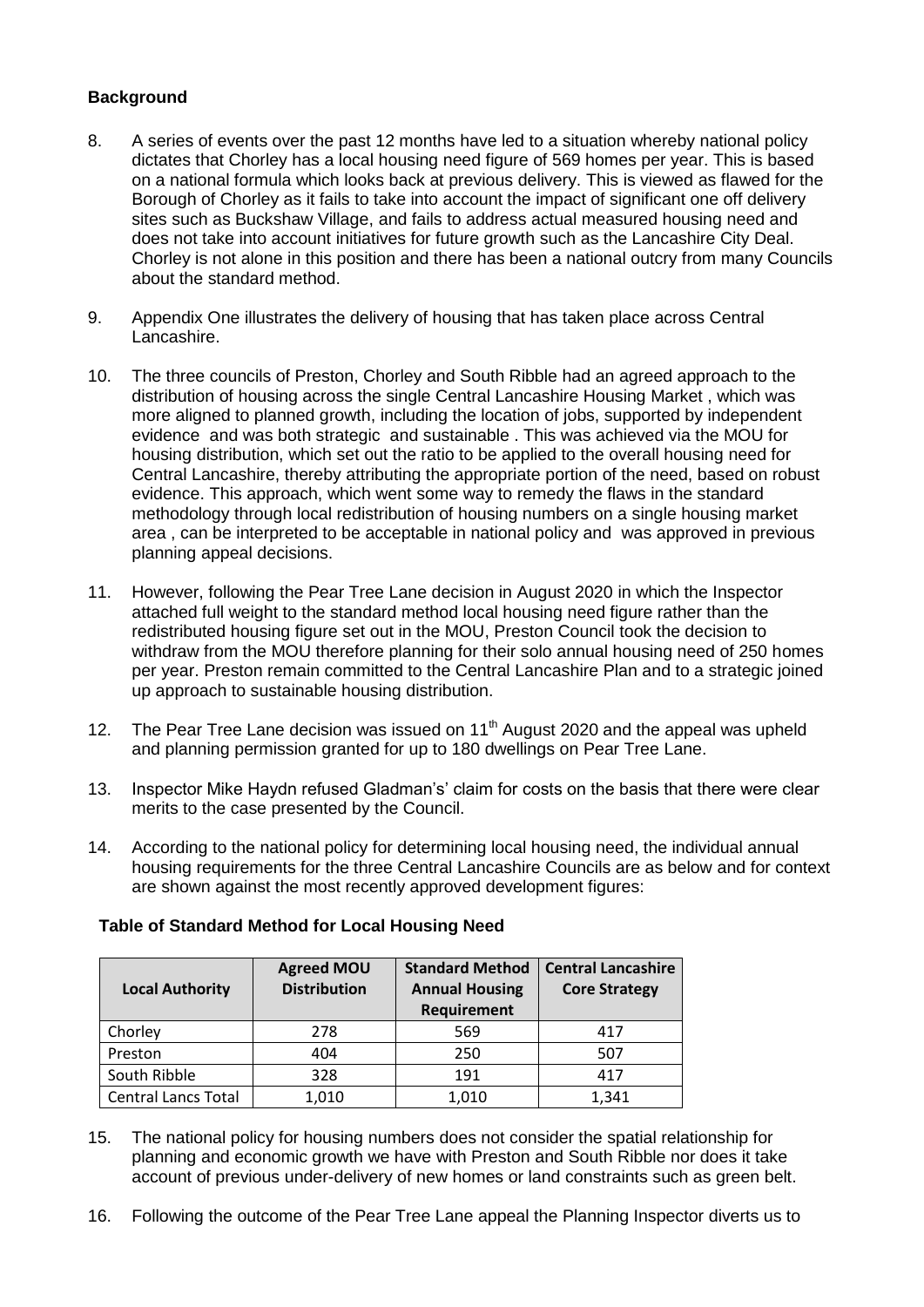**Background**

8. A series of events over the past 12 months have led to a situation whereby national policy dictates that Chorley has a local housing need figure of 569 homes per year. This is based on a national formula which looks back at previous delivery. This is viewed as flawed for the Borough of Chorley as it fails to take into account the impact of significant one off delivery sites such as Buckshaw Village, and fails to address actual measured housing need and does not take into account initiatives for future growth such as the Lancashire City Deal. Chorley is not alone in this position and there has been a national outcry from many Councils about the standard method.

9. Appendix One illustrates the delivery of housing that has taken place across Central Lancashire.

10. The three councils of Preston, Chorley and South Ribble had an agreed approach to the distribution of housing across the single Central Lancashire Housing Market , which was more aligned to planned growth, including the location of jobs, supported by independent evidence and was both strategic and sustainable . This was achieved via the MOU for housing distribution, which set out the ratio to be applied to the overall housing need for Central Lancashire, thereby attributing the appropriate portion of the need, based on robust evidence. This approach, which went some way to remedy the flaws in the standard methodology through local redistribution of housing numbers on a single housing market area , can be interpreted to be acceptable in national policy and was approved in previous planning appeal decisions.

11. However, following the Pear Tree Lane decision in August 2020 in which the Inspector attached full weight to the standard method local housing need figure rather than the redistributed housing figure set out in the MOU, Preston Council took the decision to withdraw from the MOU therefore planning for their solo annual housing need of 250 homes per year. Preston remain committed to the Central Lancashire Plan and to a strategic joined up approach to sustainable housing distribution.

12. The Pear Tree Lane decision was issued on 11th August 2020 and the appeal was upheld and planning permission granted for up to 180 dwellings on Pear Tree Lane.

13. Inspector Mike Haydn refused Gladman's' claim for costs on the basis that there were clear merits to the case presented by the Council.

14. According to the national policy for determining local housing need, the individual annual housing requirements for the three Central Lancashire Councils are as below and for context are shown against the most recently approved development figures:

**Table of Standard Method for Local Housing Need**

| Local Authority | Agreed MOU Distribution | Standard Method Annual Housing Requirement | Central Lancashire Core Strategy |
|---|---|---|---|
| Chorley | 278 | 569 | 417 |
| Preston | 404 | 250 | 507 |
| South Ribble | 328 | 191 | 417 |
| Central Lancs Total | 1,010 | 1,010 | 1,341 |

15. The national policy for housing numbers does not consider the spatial relationship for planning and economic growth we have with Preston and South Ribble nor does it take account of previous under-delivery of new homes or land constraints such as green belt.

16. Following the outcome of the Pear Tree Lane appeal the Planning Inspector diverts us to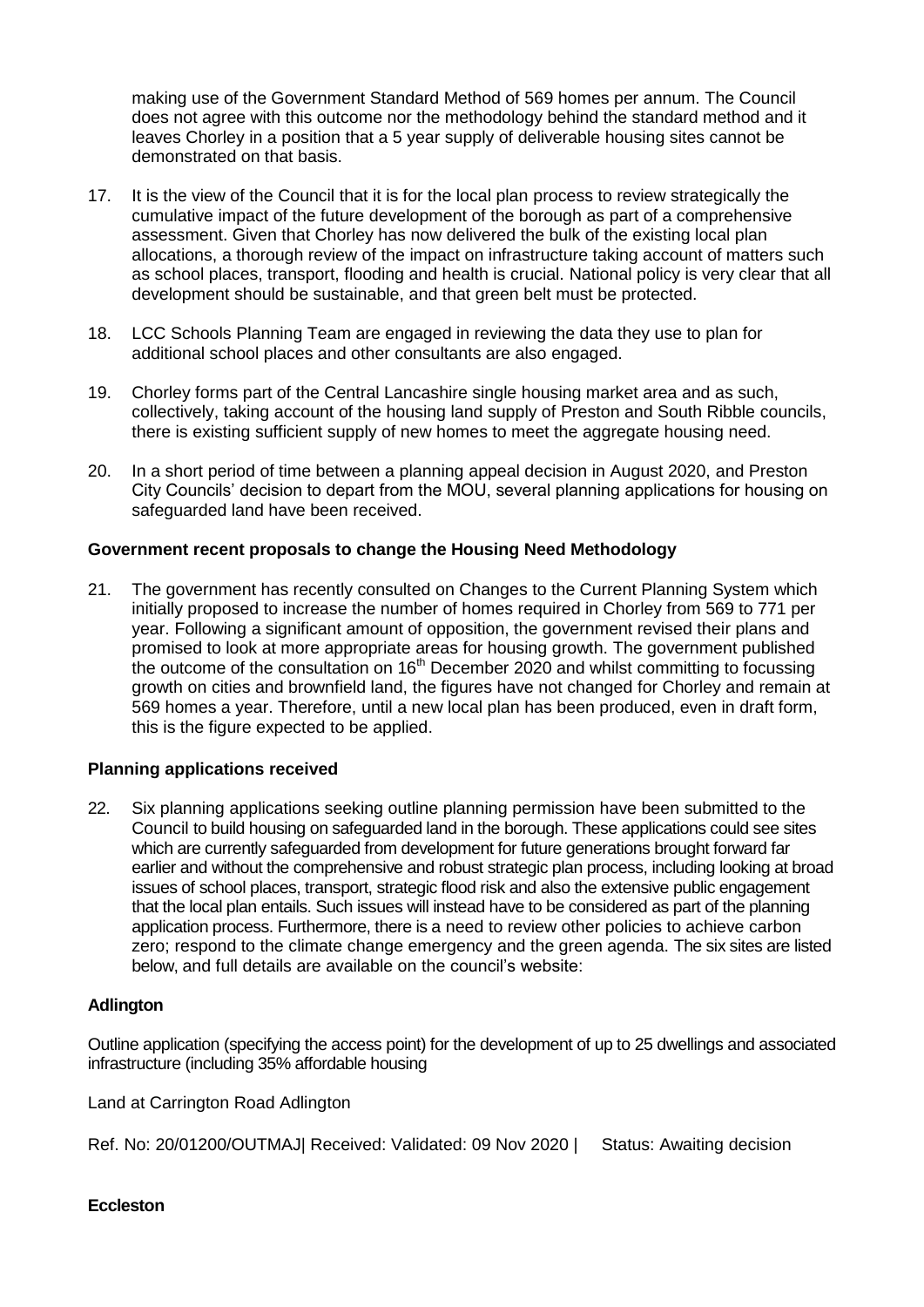making use of the Government Standard Method of 569 homes per annum. The Council does not agree with this outcome nor the methodology behind the standard method and it leaves Chorley in a position that a 5 year supply of deliverable housing sites cannot be demonstrated on that basis.

17. It is the view of the Council that it is for the local plan process to review strategically the cumulative impact of the future development of the borough as part of a comprehensive assessment. Given that Chorley has now delivered the bulk of the existing local plan allocations, a thorough review of the impact on infrastructure taking account of matters such as school places, transport, flooding and health is crucial. National policy is very clear that all development should be sustainable, and that green belt must be protected.

18. LCC Schools Planning Team are engaged in reviewing the data they use to plan for additional school places and other consultants are also engaged.

19. Chorley forms part of the Central Lancashire single housing market area and as such, collectively, taking account of the housing land supply of Preston and South Ribble councils, there is existing sufficient supply of new homes to meet the aggregate housing need.

20. In a short period of time between a planning appeal decision in August 2020, and Preston City Councils' decision to depart from the MOU, several planning applications for housing on safeguarded land have been received.

**Government recent proposals to change the Housing Need Methodology**

21. The government has recently consulted on Changes to the Current Planning System which initially proposed to increase the number of homes required in Chorley from 569 to 771 per year. Following a significant amount of opposition, the government revised their plans and promised to look at more appropriate areas for housing growth. The government published the outcome of the consultation on 16th December 2020 and whilst committing to focussing growth on cities and brownfield land, the figures have not changed for Chorley and remain at 569 homes a year. Therefore, until a new local plan has been produced, even in draft form, this is the figure expected to be applied.

**Planning applications received**

22. Six planning applications seeking outline planning permission have been submitted to the Council to build housing on safeguarded land in the borough. These applications could see sites which are currently safeguarded from development for future generations brought forward far earlier and without the comprehensive and robust strategic plan process, including looking at broad issues of school places, transport, strategic flood risk and also the extensive public engagement that the local plan entails. Such issues will instead have to be considered as part of the planning application process. Furthermore, there is a need to review other policies to achieve carbon zero; respond to the climate change emergency and the green agenda. The six sites are listed below, and full details are available on the council's website:

**Adlington**

Outline application (specifying the access point) for the development of up to 25 dwellings and associated infrastructure (including 35% affordable housing

Land at Carrington Road Adlington

Ref. No: 20/01200/OUTMAJ| Received: Validated: 09 Nov 2020 | Status: Awaiting decision

**Eccleston**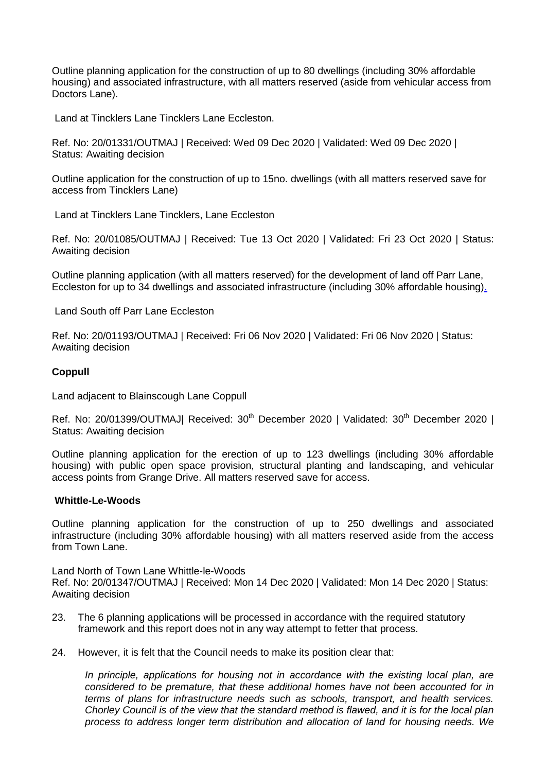Outline planning application for the construction of up to 80 dwellings (including 30% affordable housing) and associated infrastructure, with all matters reserved (aside from vehicular access from Doctors Lane).

Land at Tincklers Lane Tincklers Lane Eccleston.

Ref. No: 20/01331/OUTMAJ | Received: Wed 09 Dec 2020 | Validated: Wed 09 Dec 2020 | Status: Awaiting decision

Outline application for the construction of up to 15no. dwellings (with all matters reserved save for access from Tincklers Lane)

Land at Tincklers Lane Tincklers, Lane Eccleston

Ref. No: 20/01085/OUTMAJ | Received: Tue 13 Oct 2020 | Validated: Fri 23 Oct 2020 | Status: Awaiting decision

Outline planning application (with all matters reserved) for the development of land off Parr Lane, Eccleston for up to 34 dwellings and associated infrastructure (including 30% affordable housing).

Land South off Parr Lane Eccleston

Ref. No: 20/01193/OUTMAJ | Received: Fri 06 Nov 2020 | Validated: Fri 06 Nov 2020 | Status: Awaiting decision

**Coppull**

Land adjacent to Blainscough Lane Coppull

Ref. No: 20/01399/OUTMAJ| Received: 30th December 2020 | Validated: 30th December 2020 | Status: Awaiting decision

Outline planning application for the erection of up to 123 dwellings (including 30% affordable housing) with public open space provision, structural planting and landscaping, and vehicular access points from Grange Drive. All matters reserved save for access.

**Whittle-Le-Woods**

Outline planning application for the construction of up to 250 dwellings and associated infrastructure (including 30% affordable housing) with all matters reserved aside from the access from Town Lane.

Land North of Town Lane Whittle-le-Woods
Ref. No: 20/01347/OUTMAJ | Received: Mon 14 Dec 2020 | Validated: Mon 14 Dec 2020 | Status: Awaiting decision

23. The 6 planning applications will be processed in accordance with the required statutory framework and this report does not in any way attempt to fetter that process.

24. However, it is felt that the Council needs to make its position clear that:

    *In principle, applications for housing not in accordance with the existing local plan, are considered to be premature, that these additional homes have not been accounted for in terms of plans for infrastructure needs such as schools, transport, and health services. Chorley Council is of the view that the standard method is flawed, and it is for the local plan process to address longer term distribution and allocation of land for housing needs. We*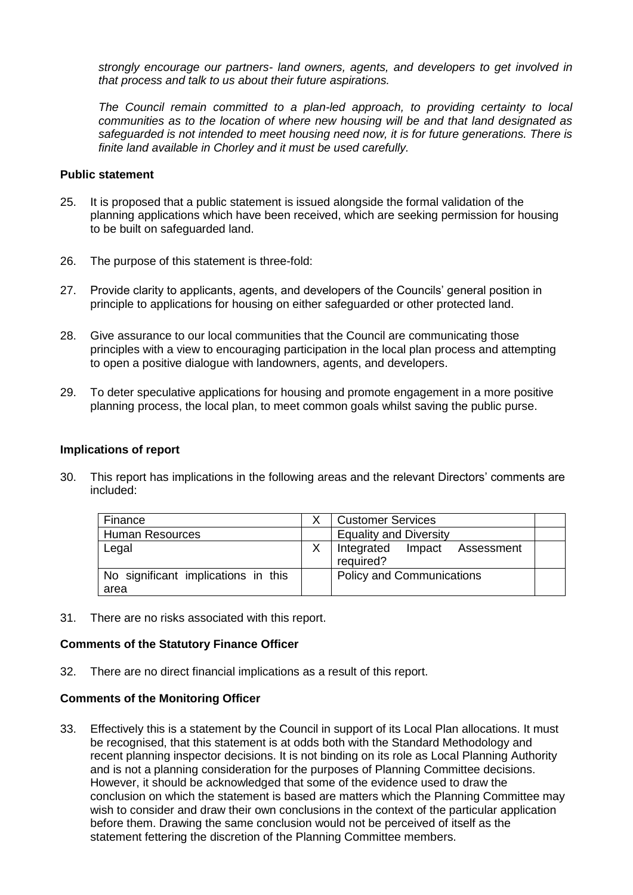*strongly encourage our partners- land owners, agents, and developers to get involved in that process and talk to us about their future aspirations.*

*The Council remain committed to a plan-led approach, to providing certainty to local communities as to the location of where new housing will be and that land designated as safeguarded is not intended to meet housing need now, it is for future generations. There is finite land available in Chorley and it must be used carefully.*

**Public statement**

25. It is proposed that a public statement is issued alongside the formal validation of the planning applications which have been received, which are seeking permission for housing to be built on safeguarded land.

26. The purpose of this statement is three-fold:

27. Provide clarity to applicants, agents, and developers of the Councils' general position in principle to applications for housing on either safeguarded or other protected land.

28. Give assurance to our local communities that the Council are communicating those principles with a view to encouraging participation in the local plan process and attempting to open a positive dialogue with landowners, agents, and developers.

29. To deter speculative applications for housing and promote engagement in a more positive planning process, the local plan, to meet common goals whilst saving the public purse.

**Implications of report**

30. This report has implications in the following areas and the relevant Directors' comments are included:

| Finance | X | Customer Services | |
|---|---|---|---|
| Human Resources | | Equality and Diversity | |
| Legal | X | Integrated Impact Assessment required? | |
| No significant implications in this area | | Policy and Communications | |

31. There are no risks associated with this report.

**Comments of the Statutory Finance Officer**

32. There are no direct financial implications as a result of this report.

**Comments of the Monitoring Officer**

33. Effectively this is a statement by the Council in support of its Local Plan allocations. It must be recognised, that this statement is at odds both with the Standard Methodology and recent planning inspector decisions. It is not binding on its role as Local Planning Authority and is not a planning consideration for the purposes of Planning Committee decisions. However, it should be acknowledged that some of the evidence used to draw the conclusion on which the statement is based are matters which the Planning Committee may wish to consider and draw their own conclusions in the context of the particular application before them. Drawing the same conclusion would not be perceived of itself as the statement fettering the discretion of the Planning Committee members.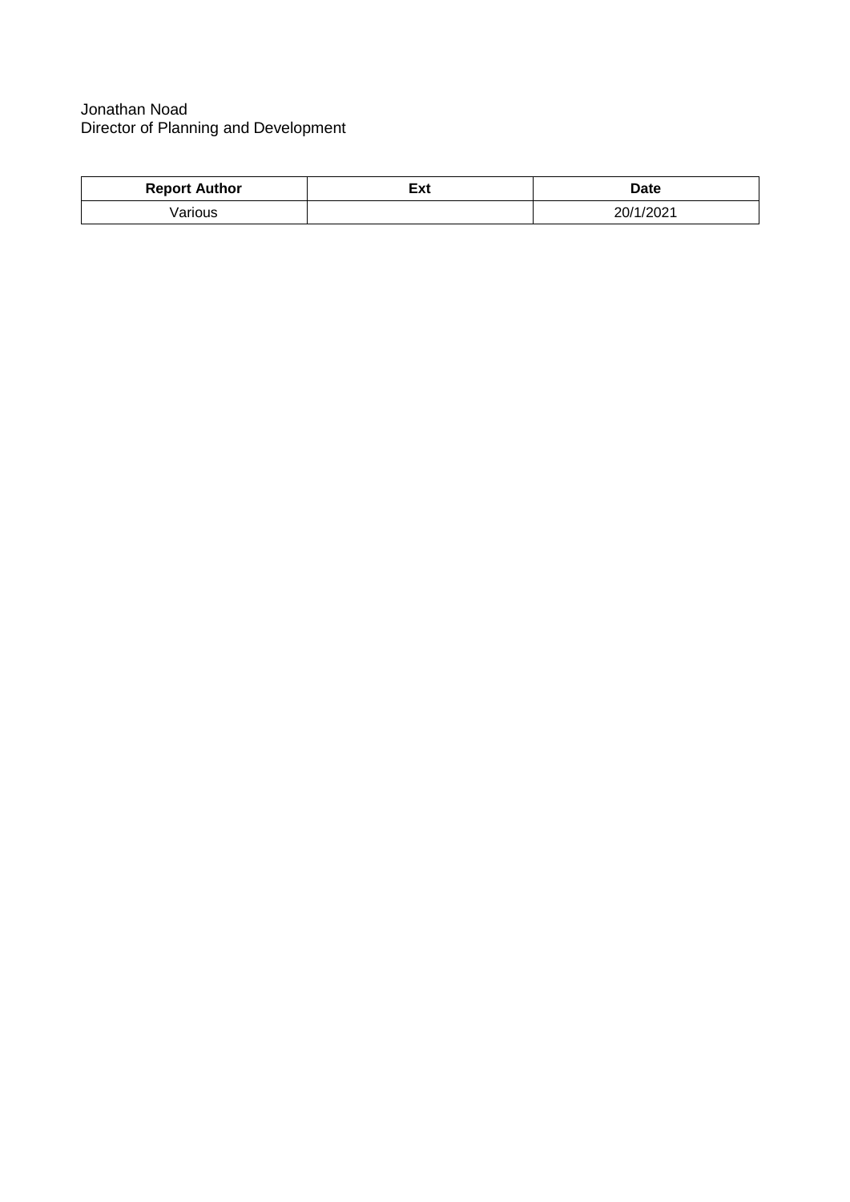Jonathan Noad
Director of Planning and Development

| Report Author | Ext | Date |
| --- | --- | --- |
| Various | | 20/1/2021 |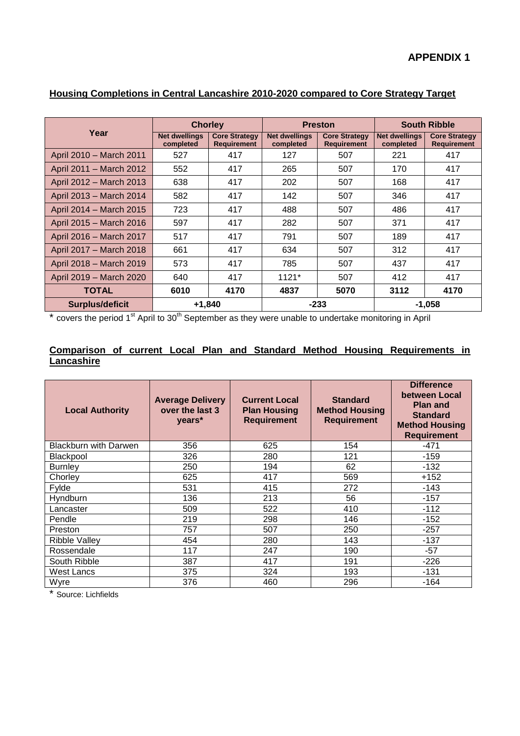**APPENDIX 1**

## Housing Completions in Central Lancashire 2010-2020 compared to Core Strategy Target

| Year | Chorley | | Preston | | South Ribble | |
|---|---|---|---|---|---|---|
| | Net dwellings completed | Core Strategy Requirement | Net dwellings completed | Core Strategy Requirement | Net dwellings completed | Core Strategy Requirement |
| April 2010 – March 2011 | 527 | 417 | 127 | 507 | 221 | 417 |
| April 2011 – March 2012 | 552 | 417 | 265 | 507 | 170 | 417 |
| April 2012 – March 2013 | 638 | 417 | 202 | 507 | 168 | 417 |
| April 2013 – March 2014 | 582 | 417 | 142 | 507 | 346 | 417 |
| April 2014 – March 2015 | 723 | 417 | 488 | 507 | 486 | 417 |
| April 2015 – March 2016 | 597 | 417 | 282 | 507 | 371 | 417 |
| April 2016 – March 2017 | 517 | 417 | 791 | 507 | 189 | 417 |
| April 2017 – March 2018 | 661 | 417 | 634 | 507 | 312 | 417 |
| April 2018 – March 2019 | 573 | 417 | 785 | 507 | 437 | 417 |
| April 2019 – March 2020 | 640 | 417 | 1121* | 507 | 412 | 417 |
| **TOTAL** | **6010** | **4170** | **4837** | **5070** | **3112** | **4170** |
| **Surplus/deficit** | **+1,840** | | **-233** | | **-1,058** | |

* covers the period 1st April to 30th September as they were unable to undertake monitoring in April

## Comparison of current Local Plan and Standard Method Housing Requirements in Lancashire

| Local Authority | Average Delivery over the last 3 years* | Current Local Plan Housing Requirement | Standard Method Housing Requirement | Difference between Local Plan and Standard Method Housing Requirement |
|---|---|---|---|---|
| Blackburn with Darwen | 356 | 625 | 154 | -471 |
| Blackpool | 326 | 280 | 121 | -159 |
| Burnley | 250 | 194 | 62 | -132 |
| Chorley | 625 | 417 | 569 | +152 |
| Fylde | 531 | 415 | 272 | -143 |
| Hyndburn | 136 | 213 | 56 | -157 |
| Lancaster | 509 | 522 | 410 | -112 |
| Pendle | 219 | 298 | 146 | -152 |
| Preston | 757 | 507 | 250 | -257 |
| Ribble Valley | 454 | 280 | 143 | -137 |
| Rossendale | 117 | 247 | 190 | -57 |
| South Ribble | 387 | 417 | 191 | -226 |
| West Lancs | 375 | 324 | 193 | -131 |
| Wyre | 376 | 460 | 296 | -164 |

* Source: Lichfields